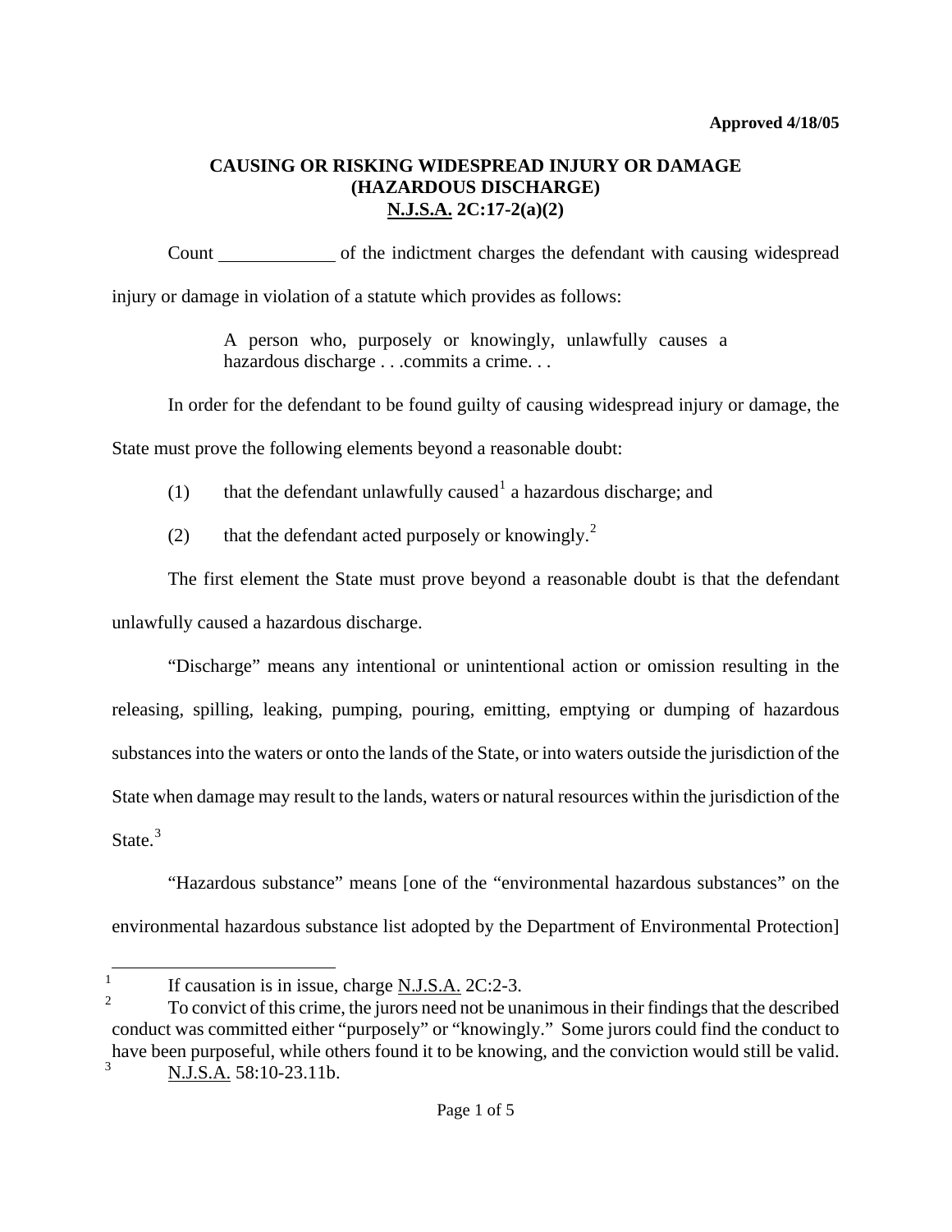**Approved 4/18/05**

# CAUSING OR RISKING WIDESPREAD INJURY OR DAMAGE (HAZARDOUS DISCHARGE) N.J.S.A. 2C:17-2(a)(2)

Count ____________ of the indictment charges the defendant with causing widespread injury or damage in violation of a statute which provides as follows:

> A person who, purposely or knowingly, unlawfully causes a hazardous discharge . . .commits a crime. . .

In order for the defendant to be found guilty of causing widespread injury or damage, the State must prove the following elements beyond a reasonable doubt:

(1) that the defendant unlawfully caused[1] a hazardous discharge; and

(2) that the defendant acted purposely or knowingly.[2]

The first element the State must prove beyond a reasonable doubt is that the defendant unlawfully caused a hazardous discharge.

"Discharge" means any intentional or unintentional action or omission resulting in the releasing, spilling, leaking, pumping, pouring, emitting, emptying or dumping of hazardous substances into the waters or onto the lands of the State, or into waters outside the jurisdiction of the State when damage may result to the lands, waters or natural resources within the jurisdiction of the State.[3]

"Hazardous substance" means [one of the "environmental hazardous substances" on the environmental hazardous substance list adopted by the Department of Environmental Protection]

---

[1] If causation is in issue, charge N.J.S.A. 2C:2-3.

[2] To convict of this crime, the jurors need not be unanimous in their findings that the described conduct was committed either "purposely" or "knowingly." Some jurors could find the conduct to have been purposeful, while others found it to be knowing, and the conviction would still be valid.

[3] N.J.S.A. 58:10-23.11b.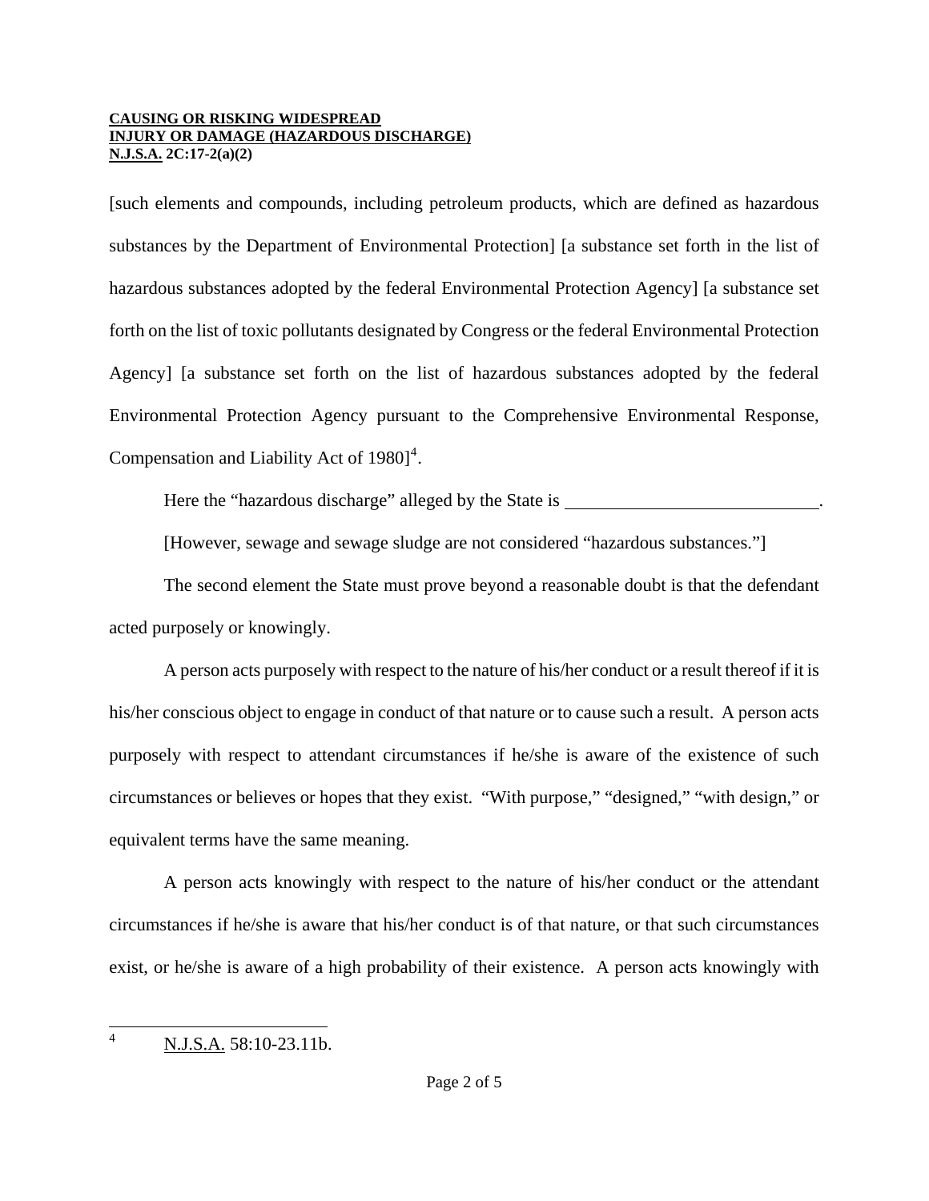[such elements and compounds, including petroleum products, which are defined as hazardous substances by the Department of Environmental Protection] [a substance set forth in the list of hazardous substances adopted by the federal Environmental Protection Agency] [a substance set forth on the list of toxic pollutants designated by Congress or the federal Environmental Protection Agency] [a substance set forth on the list of hazardous substances adopted by the federal Environmental Protection Agency pursuant to the Comprehensive Environmental Response, Compensation and Liability Act of 1980][4].

Here the "hazardous discharge" alleged by the State is ____________________________.

[However, sewage and sewage sludge are not considered "hazardous substances."]

The second element the State must prove beyond a reasonable doubt is that the defendant acted purposely or knowingly.

A person acts purposely with respect to the nature of his/her conduct or a result thereof if it is his/her conscious object to engage in conduct of that nature or to cause such a result. A person acts purposely with respect to attendant circumstances if he/she is aware of the existence of such circumstances or believes or hopes that they exist. "With purpose," "designed," "with design," or equivalent terms have the same meaning.

A person acts knowingly with respect to the nature of his/her conduct or the attendant circumstances if he/she is aware that his/her conduct is of that nature, or that such circumstances exist, or he/she is aware of a high probability of their existence. A person acts knowingly with

---

[4] N.J.S.A. 58:10-23.11b.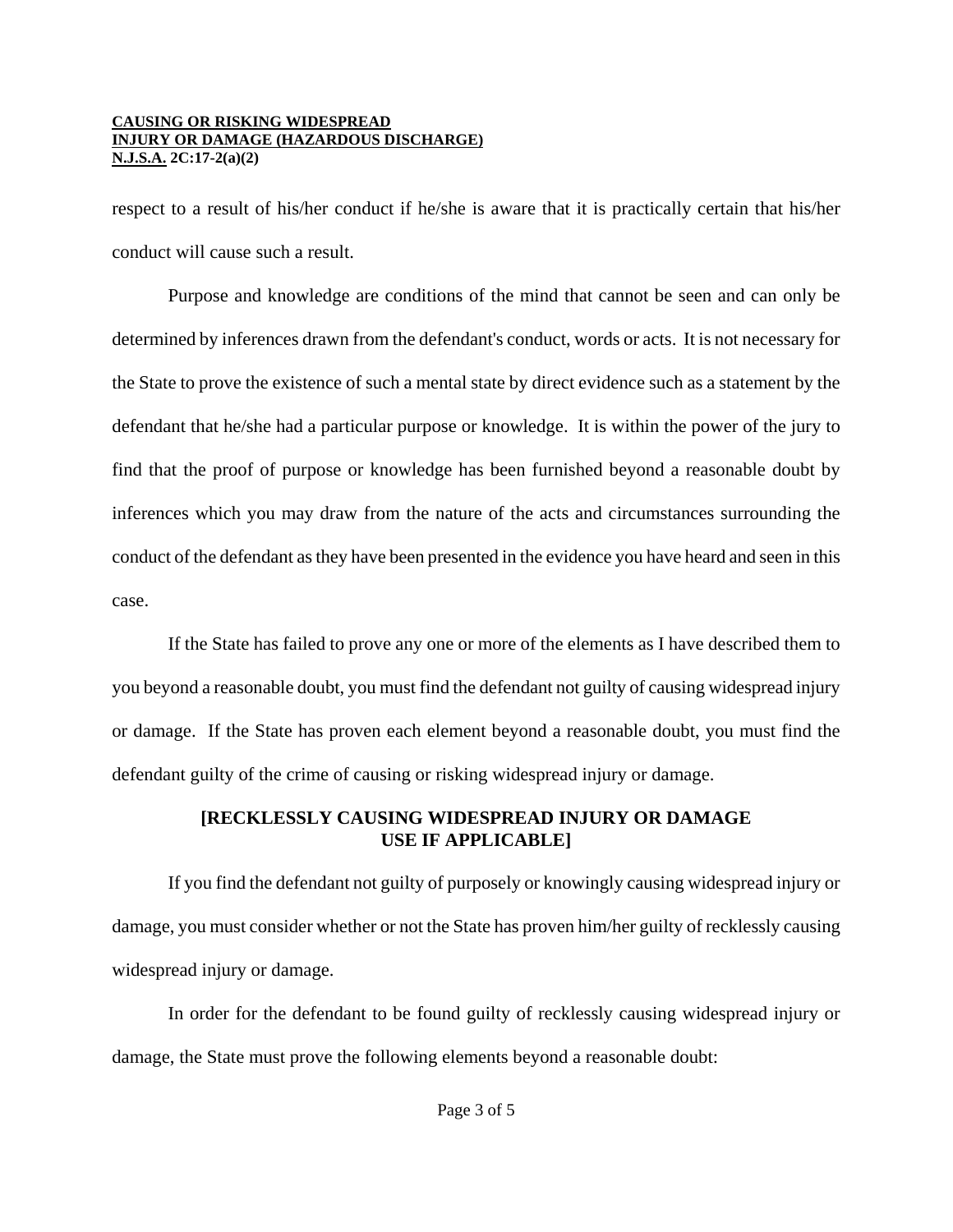respect to a result of his/her conduct if he/she is aware that it is practically certain that his/her conduct will cause such a result.

Purpose and knowledge are conditions of the mind that cannot be seen and can only be determined by inferences drawn from the defendant's conduct, words or acts. It is not necessary for the State to prove the existence of such a mental state by direct evidence such as a statement by the defendant that he/she had a particular purpose or knowledge. It is within the power of the jury to find that the proof of purpose or knowledge has been furnished beyond a reasonable doubt by inferences which you may draw from the nature of the acts and circumstances surrounding the conduct of the defendant as they have been presented in the evidence you have heard and seen in this case.

If the State has failed to prove any one or more of the elements as I have described them to you beyond a reasonable doubt, you must find the defendant not guilty of causing widespread injury or damage. If the State has proven each element beyond a reasonable doubt, you must find the defendant guilty of the crime of causing or risking widespread injury or damage.

**[RECKLESSLY CAUSING WIDESPREAD INJURY OR DAMAGE USE IF APPLICABLE]**

If you find the defendant not guilty of purposely or knowingly causing widespread injury or damage, you must consider whether or not the State has proven him/her guilty of recklessly causing widespread injury or damage.

In order for the defendant to be found guilty of recklessly causing widespread injury or damage, the State must prove the following elements beyond a reasonable doubt: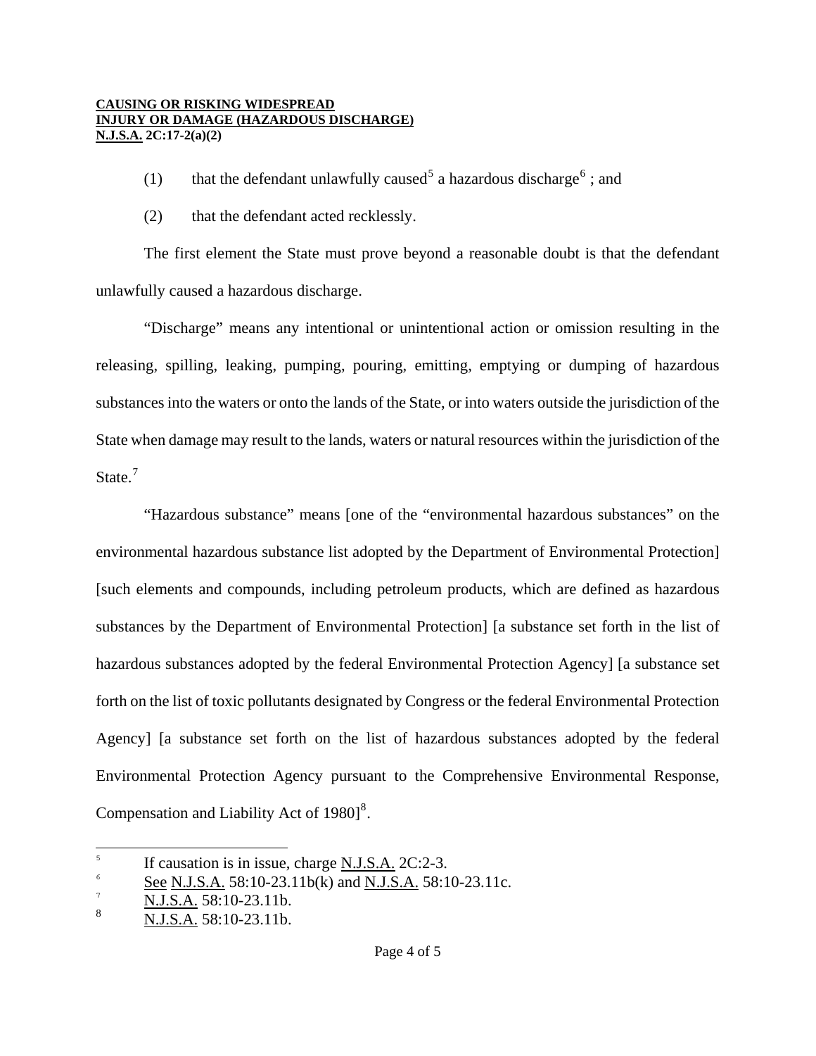(1) that the defendant unlawfully caused[5] a hazardous discharge[6] ; and

(2) that the defendant acted recklessly.

The first element the State must prove beyond a reasonable doubt is that the defendant unlawfully caused a hazardous discharge.

"Discharge" means any intentional or unintentional action or omission resulting in the releasing, spilling, leaking, pumping, pouring, emitting, emptying or dumping of hazardous substances into the waters or onto the lands of the State, or into waters outside the jurisdiction of the State when damage may result to the lands, waters or natural resources within the jurisdiction of the State.[7]

"Hazardous substance" means [one of the "environmental hazardous substances" on the environmental hazardous substance list adopted by the Department of Environmental Protection] [such elements and compounds, including petroleum products, which are defined as hazardous substances by the Department of Environmental Protection] [a substance set forth in the list of hazardous substances adopted by the federal Environmental Protection Agency] [a substance set forth on the list of toxic pollutants designated by Congress or the federal Environmental Protection Agency] [a substance set forth on the list of hazardous substances adopted by the federal Environmental Protection Agency pursuant to the Comprehensive Environmental Response, Compensation and Liability Act of 1980][8].

---

[5] If causation is in issue, charge N.J.S.A. 2C:2-3.

[6] See N.J.S.A. 58:10-23.11b(k) and N.J.S.A. 58:10-23.11c.

[7] N.J.S.A. 58:10-23.11b.

[8] N.J.S.A. 58:10-23.11b.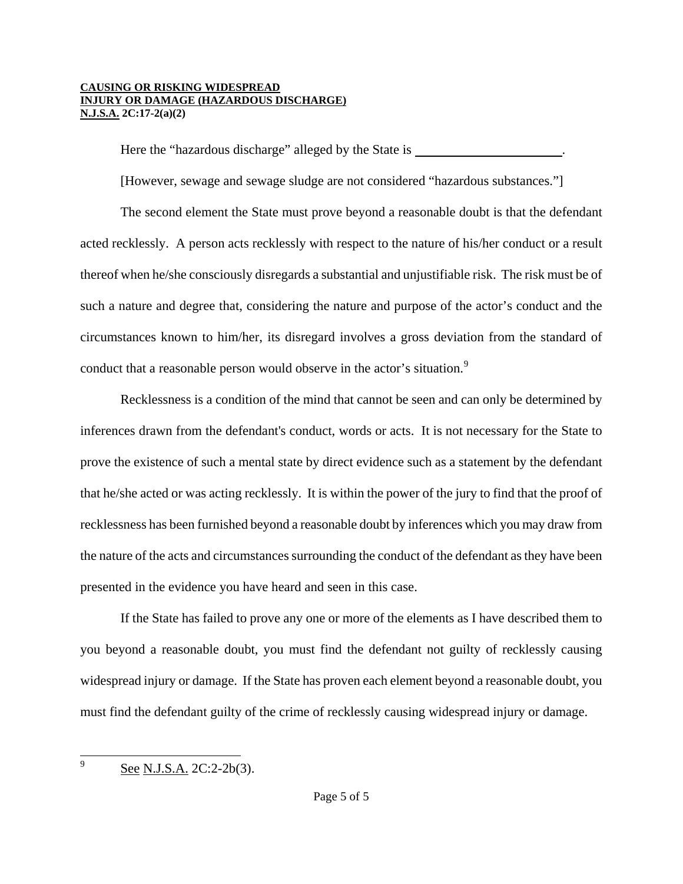**CAUSING OR RISKING WIDESPREAD INJURY OR DAMAGE (HAZARDOUS DISCHARGE)**
**N.J.S.A. 2C:17-2(a)(2)**

Here the "hazardous discharge" alleged by the State is ______________________.

[However, sewage and sewage sludge are not considered "hazardous substances."]

The second element the State must prove beyond a reasonable doubt is that the defendant acted recklessly. A person acts recklessly with respect to the nature of his/her conduct or a result thereof when he/she consciously disregards a substantial and unjustifiable risk. The risk must be of such a nature and degree that, considering the nature and purpose of the actor's conduct and the circumstances known to him/her, its disregard involves a gross deviation from the standard of conduct that a reasonable person would observe in the actor's situation.[9]

Recklessness is a condition of the mind that cannot be seen and can only be determined by inferences drawn from the defendant's conduct, words or acts. It is not necessary for the State to prove the existence of such a mental state by direct evidence such as a statement by the defendant that he/she acted or was acting recklessly. It is within the power of the jury to find that the proof of recklessness has been furnished beyond a reasonable doubt by inferences which you may draw from the nature of the acts and circumstances surrounding the conduct of the defendant as they have been presented in the evidence you have heard and seen in this case.

If the State has failed to prove any one or more of the elements as I have described them to you beyond a reasonable doubt, you must find the defendant not guilty of recklessly causing widespread injury or damage. If the State has proven each element beyond a reasonable doubt, you must find the defendant guilty of the crime of recklessly causing widespread injury or damage.

---

[9] See N.J.S.A. 2C:2-2b(3).